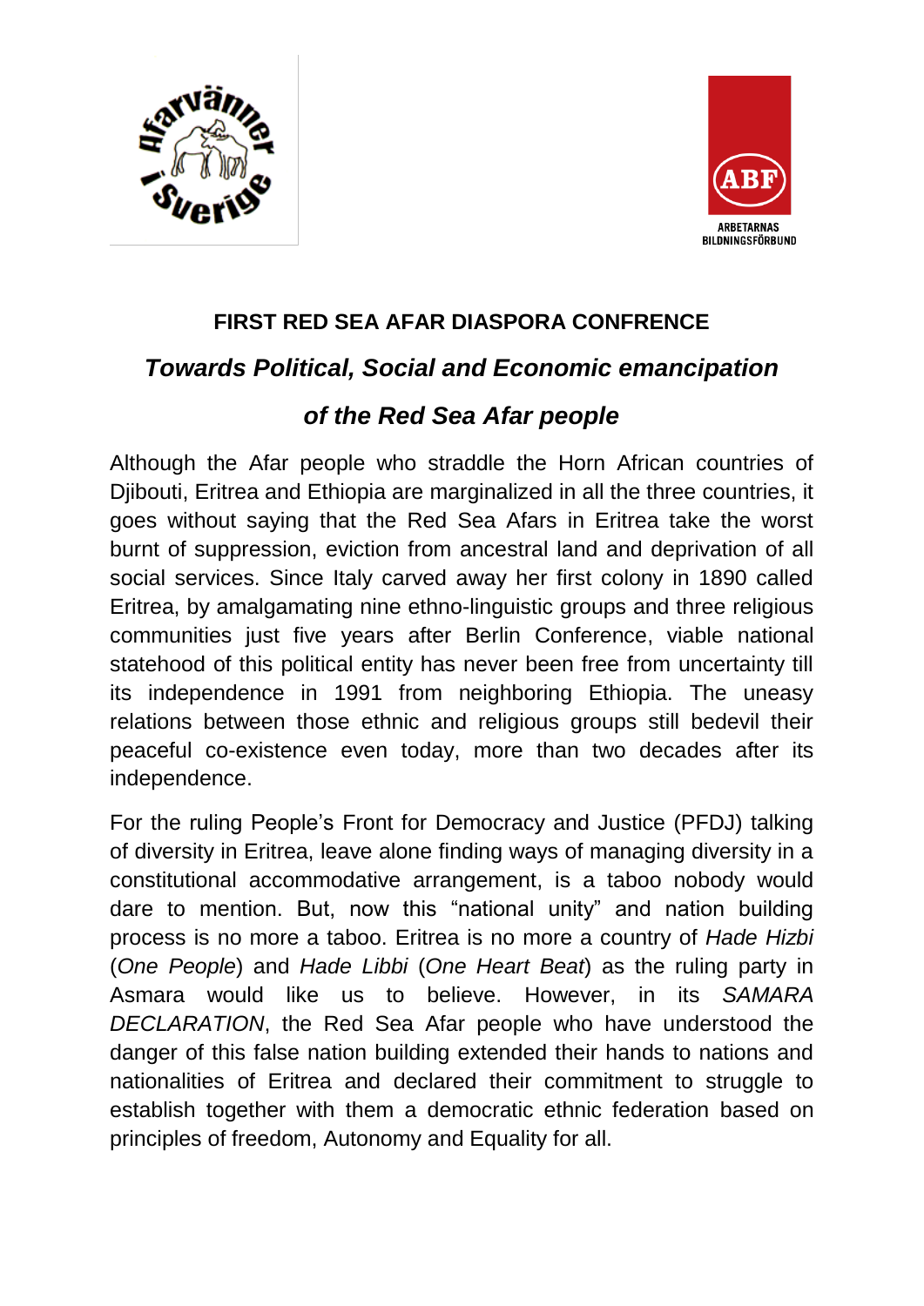# FIRST RED SEA AFAR DIASPORA CONFRENCE

## *Towards Political, Social and Economic emancipation of the Red Sea Afar people*

Although the Afar people who straddle the Horn African countries of Djibouti, Eritrea and Ethiopia are marginalized in all the three countries, it goes without saying that the Red Sea Afars in Eritrea take the worst burnt of suppression, eviction from ancestral land and deprivation of all social services. Since Italy carved away her first colony in 1890 called Eritrea, by amalgamating nine ethno-linguistic groups and three religious communities just five years after Berlin Conference, viable national statehood of this political entity has never been free from uncertainty till its independence in 1991 from neighboring Ethiopia. The uneasy relations between those ethnic and religious groups still bedevil their peaceful co-existence even today, more than two decades after its independence.

For the ruling People's Front for Democracy and Justice (PFDJ) talking of diversity in Eritrea, leave alone finding ways of managing diversity in a constitutional accommodative arrangement, is a taboo nobody would dare to mention. But, now this "national unity" and nation building process is no more a taboo. Eritrea is no more a country of *Hade Hizbi* (*One People*) and *Hade Libbi* (*One Heart Beat*) as the ruling party in Asmara would like us to believe. However, in its *SAMARA DECLARATION*, the Red Sea Afar people who have understood the danger of this false nation building extended their hands to nations and nationalities of Eritrea and declared their commitment to struggle to establish together with them a democratic ethnic federation based on principles of freedom, Autonomy and Equality for all.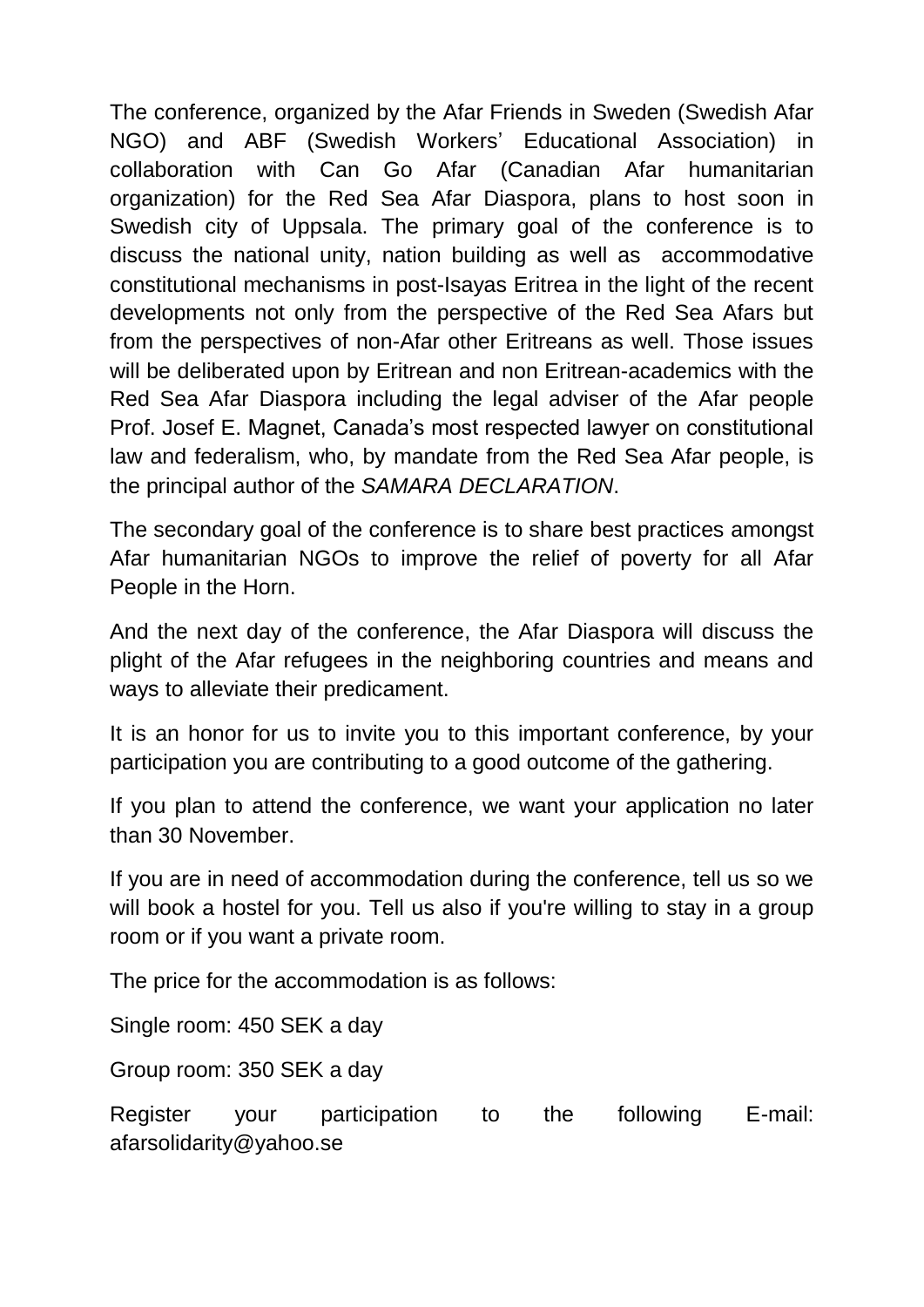The conference, organized by the Afar Friends in Sweden (Swedish Afar NGO) and ABF (Swedish Workers' Educational Association) in collaboration with Can Go Afar (Canadian Afar humanitarian organization) for the Red Sea Afar Diaspora, plans to host soon in Swedish city of Uppsala. The primary goal of the conference is to discuss the national unity, nation building as well as accommodative constitutional mechanisms in post-Isayas Eritrea in the light of the recent developments not only from the perspective of the Red Sea Afars but from the perspectives of non-Afar other Eritreans as well. Those issues will be deliberated upon by Eritrean and non Eritrean-academics with the Red Sea Afar Diaspora including the legal adviser of the Afar people Prof. Josef E. Magnet, Canada's most respected lawyer on constitutional law and federalism, who, by mandate from the Red Sea Afar people, is the principal author of the *SAMARA DECLARATION*.

The secondary goal of the conference is to share best practices amongst Afar humanitarian NGOs to improve the relief of poverty for all Afar People in the Horn.

And the next day of the conference, the Afar Diaspora will discuss the plight of the Afar refugees in the neighboring countries and means and ways to alleviate their predicament.

It is an honor for us to invite you to this important conference, by your participation you are contributing to a good outcome of the gathering.

If you plan to attend the conference, we want your application no later than 30 November.

If you are in need of accommodation during the conference, tell us so we will book a hostel for you. Tell us also if you're willing to stay in a group room or if you want a private room.

The price for the accommodation is as follows:

Single room: 450 SEK a day

Group room: 350 SEK a day

Register your participation to the following E-mail: afarsolidarity@yahoo.se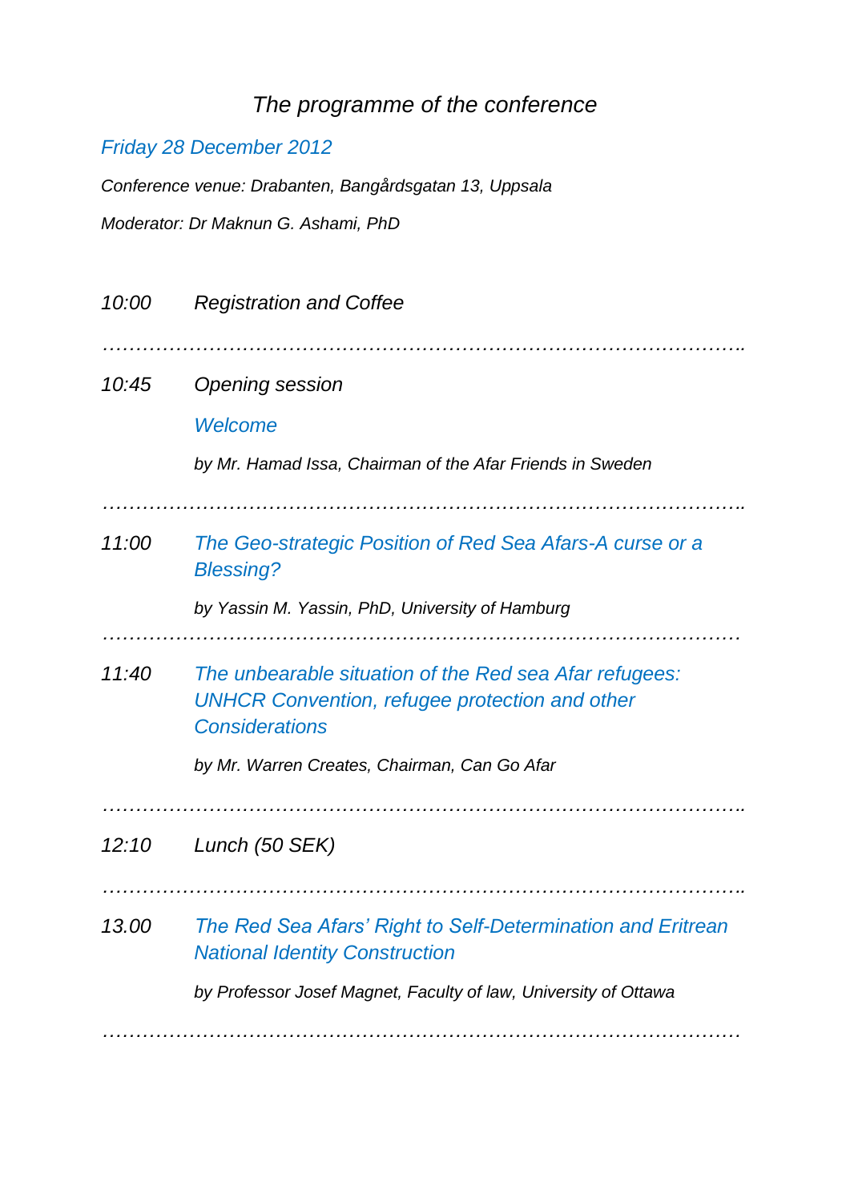# *The programme of the conference*

## *Friday 28 December 2012*

*Conference venue: Drabanten, Bangårdsgatan 13, Uppsala*

*Moderator: Dr Maknun G. Ashami, PhD*

*10:00* *Registration and Coffee*

……………………………………………………………………………………….

*10:45* *Opening session*

*Welcome*

*by Mr. Hamad Issa, Chairman of the Afar Friends in Sweden*

……………………………………………………………………………………….

*11:00* *The Geo-strategic Position of Red Sea Afars-A curse or a Blessing?*

*by Yassin M. Yassin, PhD, University of Hamburg*

………………………………………………………………………………………

*11:40* *The unbearable situation of the Red sea Afar refugees: UNHCR Convention, refugee protection and other Considerations*

*by Mr. Warren Creates, Chairman, Can Go Afar*

……………………………………………………………………………………….

*12:10* *Lunch (50 SEK)*

……………………………………………………………………………………….

*13.00* *The Red Sea Afars' Right to Self-Determination and Eritrean National Identity Construction*

*by Professor Josef Magnet, Faculty of law, University of Ottawa*

………………………………………………………………………………………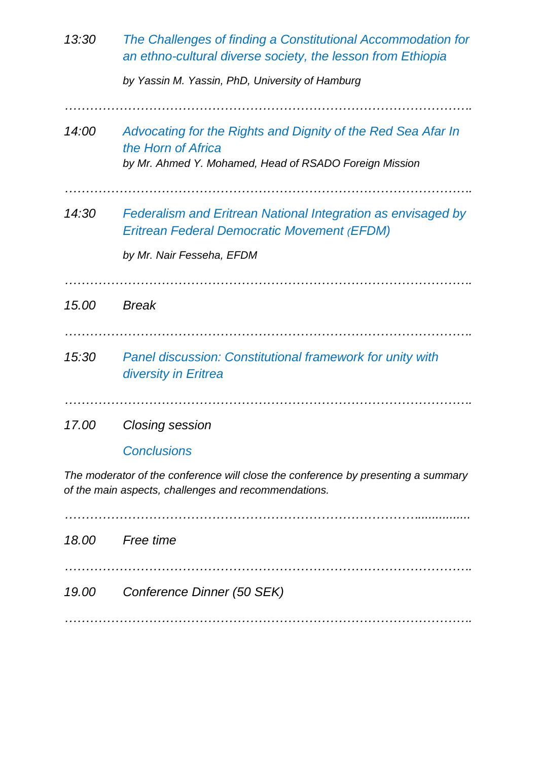*13:30* *The Challenges of finding a Constitutional Accommodation for an ethno-cultural diverse society, the lesson from Ethiopia*

*by Yassin M. Yassin, PhD, University of Hamburg*

…………………………………………………………………………………….

*14:00* *Advocating for the Rights and Dignity of the Red Sea Afar In the Horn of Africa*

*by Mr. Ahmed Y. Mohamed, Head of RSADO Foreign Mission*

…………………………………………………………………………………….

*14:30* *Federalism and Eritrean National Integration as envisaged by Eritrean Federal Democratic Movement (EFDM)*

*by Mr. Nair Fesseha, EFDM*

…………………………………………………………………………………….

*15.00* *Break*

…………………………………………………………………………………….

*15:30* *Panel discussion: Constitutional framework for unity with diversity in Eritrea*

…………………………………………………………………………………….

*17.00* *Closing session*

*Conclusions*

*The moderator of the conference will close the conference by presenting a summary of the main aspects, challenges and recommendations.*

……………………………………………………………………………...............

*18.00* *Free time*

…………………………………………………………………………………….

*19.00* *Conference Dinner (50 SEK)*

…………………………………………………………………………………….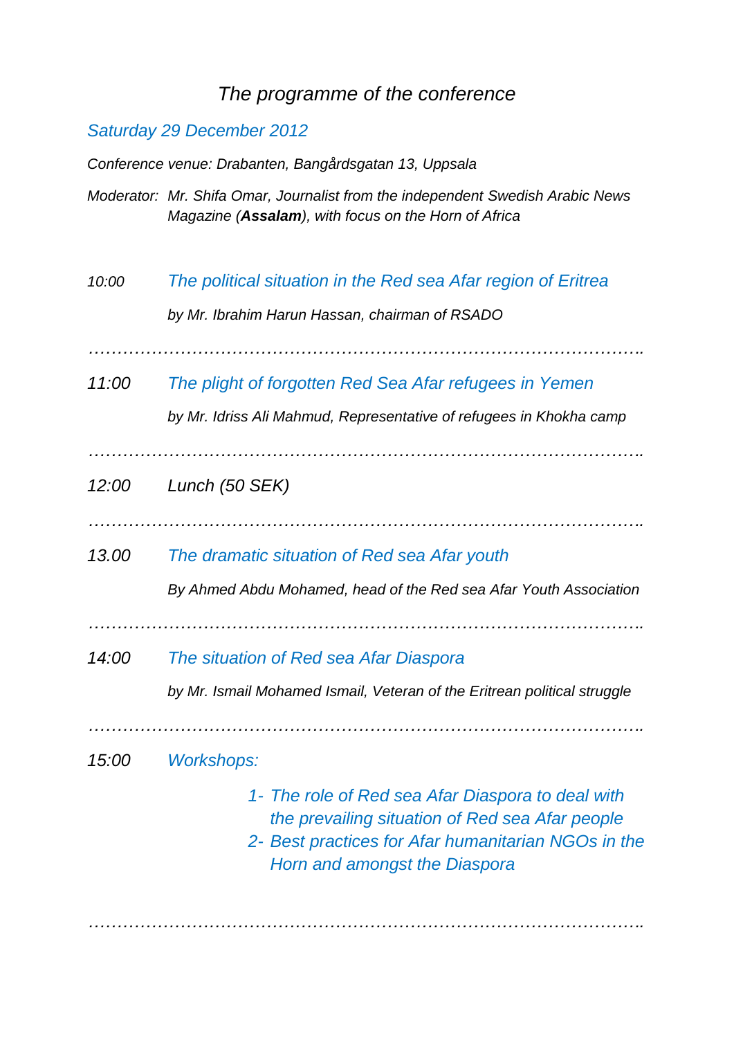# *The programme of the conference*

## *Saturday 29 December 2012*

*Conference venue: Drabanten, Bangårdsgatan 13, Uppsala*

*Moderator: Mr. Shifa Omar, Journalist from the independent Swedish Arabic News Magazine (**Assalam**), with focus on the Horn of Africa*

*10:00* *The political situation in the Red sea Afar region of Eritrea*

*by Mr. Ibrahim Harun Hassan, chairman of RSADO*

………………………………………………………………………………….

*11:00* *The plight of forgotten Red Sea Afar refugees in Yemen*

*by Mr. Idriss Ali Mahmud, Representative of refugees in Khokha camp*

………………………………………………………………………………….

*12:00* *Lunch (50 SEK)*

………………………………………………………………………………….

*13.00* *The dramatic situation of Red sea Afar youth*

*By Ahmed Abdu Mohamed, head of the Red sea Afar Youth Association*

………………………………………………………………………………….

*14:00* *The situation of Red sea Afar Diaspora*

*by Mr. Ismail Mohamed Ismail, Veteran of the Eritrean political struggle*

………………………………………………………………………………….

*15:00* *Workshops:*

1- *The role of Red sea Afar Diaspora to deal with the prevailing situation of Red sea Afar people*
2- *Best practices for Afar humanitarian NGOs in the Horn and amongst the Diaspora*

………………………………………………………………………………….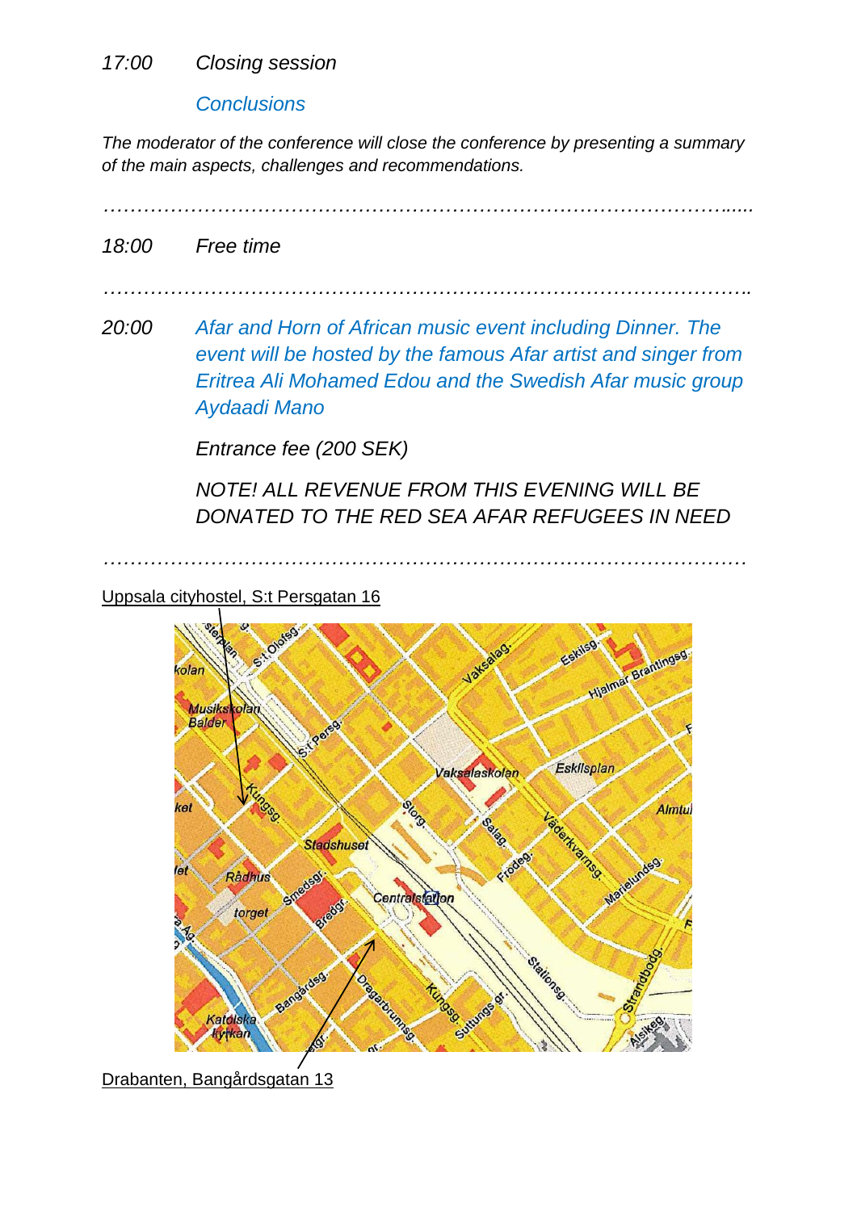*17:00 Closing session*

*Conclusions*

*The moderator of the conference will close the conference by presenting a summary of the main aspects, challenges and recommendations.*

*……………………………………………………………………………………......*

*18:00 Free time*

*……………………………………………………………………………………..*

*20:00 Afar and Horn of African music event including Dinner. The event will be hosted by the famous Afar artist and singer from Eritrea Ali Mohamed Edou and the Swedish Afar music group Aydaadi Mano*

*Entrance fee (200 SEK)*

*NOTE! ALL REVENUE FROM THIS EVENING WILL BE DONATED TO THE RED SEA AFAR REFUGEES IN NEED*

*……………………………………………………………………………………*

Uppsala cityhostel, S:t Persgatan 16

Drabanten, Bangårdsgatan 13